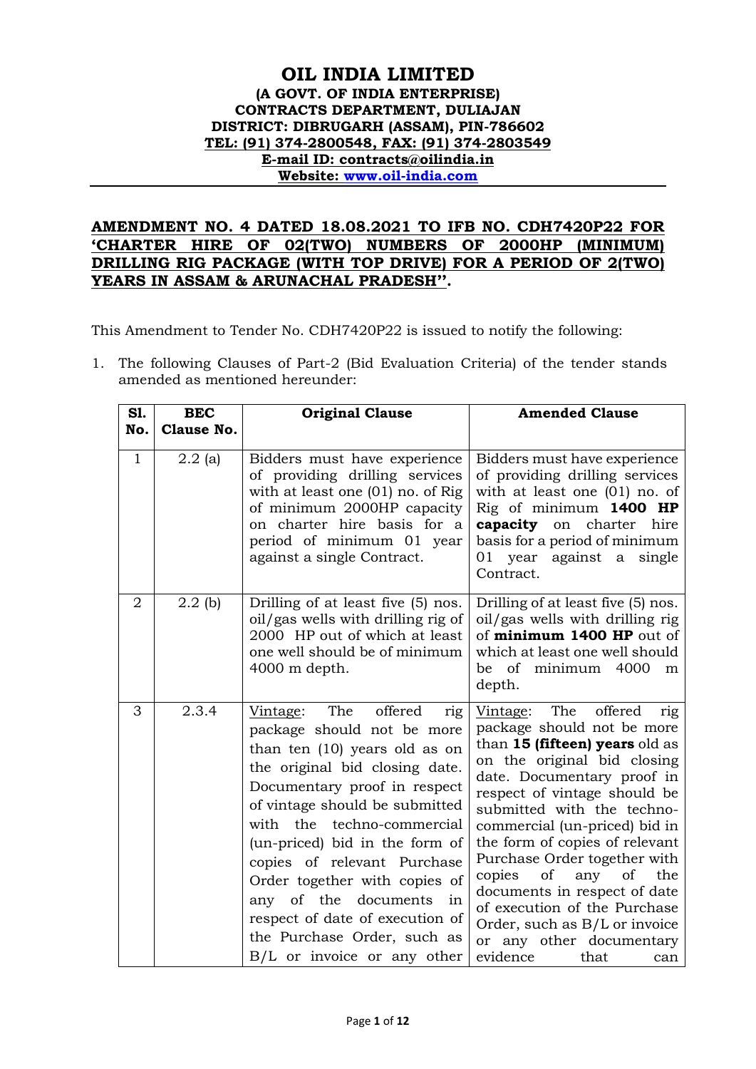# OIL INDIA LIMITED

**(A GOVT. OF INDIA ENTERPRISE)**
**CONTRACTS DEPARTMENT, DULIAJAN**
**DISTRICT: DIBRUGARH (ASSAM), PIN-786602**
**TEL: (91) 374-2800548, FAX: (91) 374-2803549**
**E-mail ID: contracts@oilindia.in**
**Website: www.oil-india.com**

**AMENDMENT NO. 4 DATED 18.08.2021 TO IFB NO. CDH7420P22 FOR 'CHARTER HIRE OF 02(TWO) NUMBERS OF 2000HP (MINIMUM) DRILLING RIG PACKAGE (WITH TOP DRIVE) FOR A PERIOD OF 2(TWO) YEARS IN ASSAM & ARUNACHAL PRADESH''.**

This Amendment to Tender No. CDH7420P22 is issued to notify the following:

1. The following Clauses of Part-2 (Bid Evaluation Criteria) of the tender stands amended as mentioned hereunder:

| Sl. No. | BEC Clause No. | Original Clause | Amended Clause |
|---|---|---|---|
| 1 | 2.2 (a) | Bidders must have experience of providing drilling services with at least one (01) no. of Rig of minimum 2000HP capacity on charter hire basis for a period of minimum 01 year against a single Contract. | Bidders must have experience of providing drilling services with at least one (01) no. of Rig of minimum **1400 HP capacity** on charter hire basis for a period of minimum 01 year against a single Contract. |
| 2 | 2.2 (b) | Drilling of at least five (5) nos. oil/gas wells with drilling rig of 2000 HP out of which at least one well should be of minimum 4000 m depth. | Drilling of at least five (5) nos. oil/gas wells with drilling rig of **minimum 1400 HP** out of which at least one well should be of minimum 4000 m depth. |
| 3 | 2.3.4 | Vintage: The offered rig package should not be more than ten (10) years old as on the original bid closing date. Documentary proof in respect of vintage should be submitted with the techno-commercial (un-priced) bid in the form of copies of relevant Purchase Order together with copies of any of the documents in respect of date of execution of the Purchase Order, such as B/L or invoice or any other | Vintage: The offered rig package should not be more than **15 (fifteen) years** old as on the original bid closing date. Documentary proof in respect of vintage should be submitted with the techno-commercial (un-priced) bid in the form of copies of relevant Purchase Order together with copies of any of the documents in respect of date of execution of the Purchase Order, such as B/L or invoice or any other documentary evidence that can |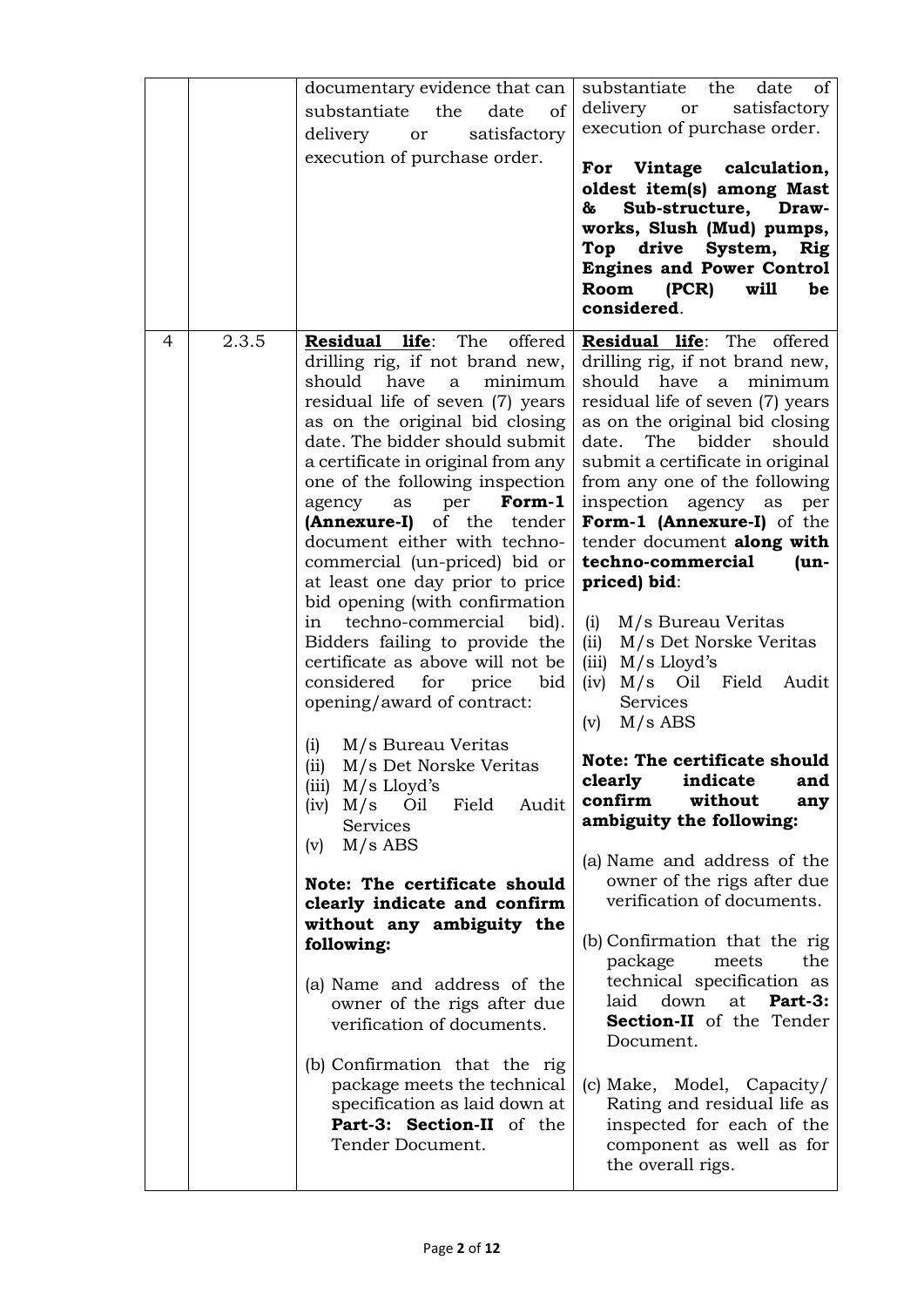| | | | |
|---|---|---|---|
| | | documentary evidence that can substantiate the date of delivery or satisfactory execution of purchase order. | substantiate the date of delivery or satisfactory execution of purchase order.<br><br>**For Vintage calculation, oldest item(s) among Mast & Sub-structure, Draw-works, Slush (Mud) pumps, Top drive System, Rig Engines and Power Control Room (PCR) will be considered**. |
| 4 | 2.3.5 | **Residual life**: The offered drilling rig, if not brand new, should have a minimum residual life of seven (7) years as on the original bid closing date. The bidder should submit a certificate in original from any one of the following inspection agency as per **Form-1 (Annexure-I)** of the tender document either with techno-commercial (un-priced) bid or at least one day prior to price bid opening (with confirmation in techno-commercial bid). Bidders failing to provide the certificate as above will not be considered for price bid opening/award of contract:<br><br>(i) M/s Bureau Veritas<br>(ii) M/s Det Norske Veritas<br>(iii) M/s Lloyd's<br>(iv) M/s Oil Field Audit Services<br>(v) M/s ABS<br><br>**Note: The certificate should clearly indicate and confirm without any ambiguity the following:**<br><br>(a) Name and address of the owner of the rigs after due verification of documents.<br><br>(b) Confirmation that the rig package meets the technical specification as laid down at **Part-3: Section-II** of the Tender Document. | **Residual life**: The offered drilling rig, if not brand new, should have a minimum residual life of seven (7) years as on the original bid closing date. The bidder should submit a certificate in original from any one of the following inspection agency as per **Form-1 (Annexure-I)** of the tender document **along with techno-commercial (un-priced) bid**:<br><br>(i) M/s Bureau Veritas<br>(ii) M/s Det Norske Veritas<br>(iii) M/s Lloyd's<br>(iv) M/s Oil Field Audit Services<br>(v) M/s ABS<br><br>**Note: The certificate should clearly indicate and confirm without any ambiguity the following:**<br><br>(a) Name and address of the owner of the rigs after due verification of documents.<br><br>(b) Confirmation that the rig package meets the technical specification as laid down at **Part-3: Section-II** of the Tender Document.<br><br>(c) Make, Model, Capacity/ Rating and residual life as inspected for each of the component as well as for the overall rigs. |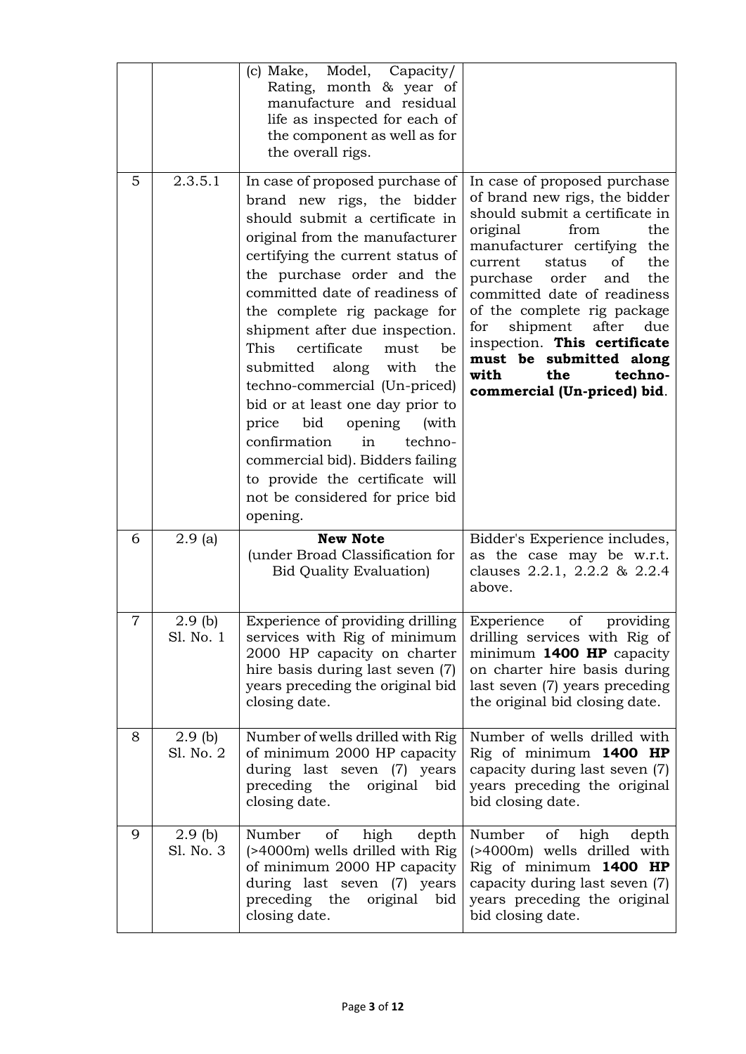| | | | |
|---|---|---|---|
| | | (c) Make, Model, Capacity/ Rating, month & year of manufacture and residual life as inspected for each of the component as well as for the overall rigs. | |
| 5 | 2.3.5.1 | In case of proposed purchase of brand new rigs, the bidder should submit a certificate in original from the manufacturer certifying the current status of the purchase order and the committed date of readiness of the complete rig package for shipment after due inspection. This certificate must be submitted along with the techno-commercial (Un-priced) bid or at least one day prior to price bid opening (with confirmation in techno-commercial bid). Bidders failing to provide the certificate will not be considered for price bid opening. | In case of proposed purchase of brand new rigs, the bidder should submit a certificate in original from the manufacturer certifying the current status of the purchase order and the committed date of readiness of the complete rig package for shipment after due inspection. **This certificate must be submitted along with the techno-commercial (Un-priced) bid**. |
| 6 | 2.9 (a) | **New Note** (under Broad Classification for Bid Quality Evaluation) | Bidder's Experience includes, as the case may be w.r.t. clauses 2.2.1, 2.2.2 & 2.2.4 above. |
| 7 | 2.9 (b) Sl. No. 1 | Experience of providing drilling services with Rig of minimum 2000 HP capacity on charter hire basis during last seven (7) years preceding the original bid closing date. | Experience of providing drilling services with Rig of minimum **1400 HP** capacity on charter hire basis during last seven (7) years preceding the original bid closing date. |
| 8 | 2.9 (b) Sl. No. 2 | Number of wells drilled with Rig of minimum 2000 HP capacity during last seven (7) years preceding the original bid closing date. | Number of wells drilled with Rig of minimum **1400 HP** capacity during last seven (7) years preceding the original bid closing date. |
| 9 | 2.9 (b) Sl. No. 3 | Number of high depth (>4000m) wells drilled with Rig of minimum 2000 HP capacity during last seven (7) years preceding the original bid closing date. | Number of high depth (>4000m) wells drilled with Rig of minimum **1400 HP** capacity during last seven (7) years preceding the original bid closing date. |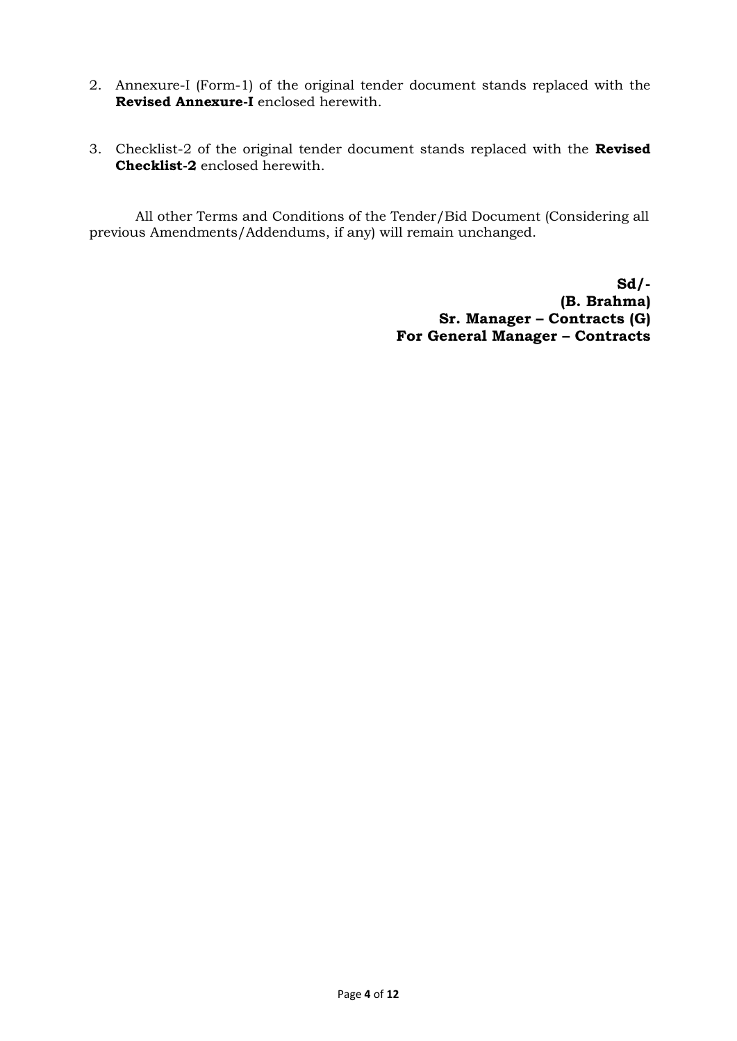2. Annexure-I (Form-1) of the original tender document stands replaced with the **Revised Annexure-I** enclosed herewith.

3. Checklist-2 of the original tender document stands replaced with the **Revised Checklist-2** enclosed herewith.

All other Terms and Conditions of the Tender/Bid Document (Considering all previous Amendments/Addendums, if any) will remain unchanged.

**Sd/-**
**(B. Brahma)**
**Sr. Manager – Contracts (G)**
**For General Manager – Contracts**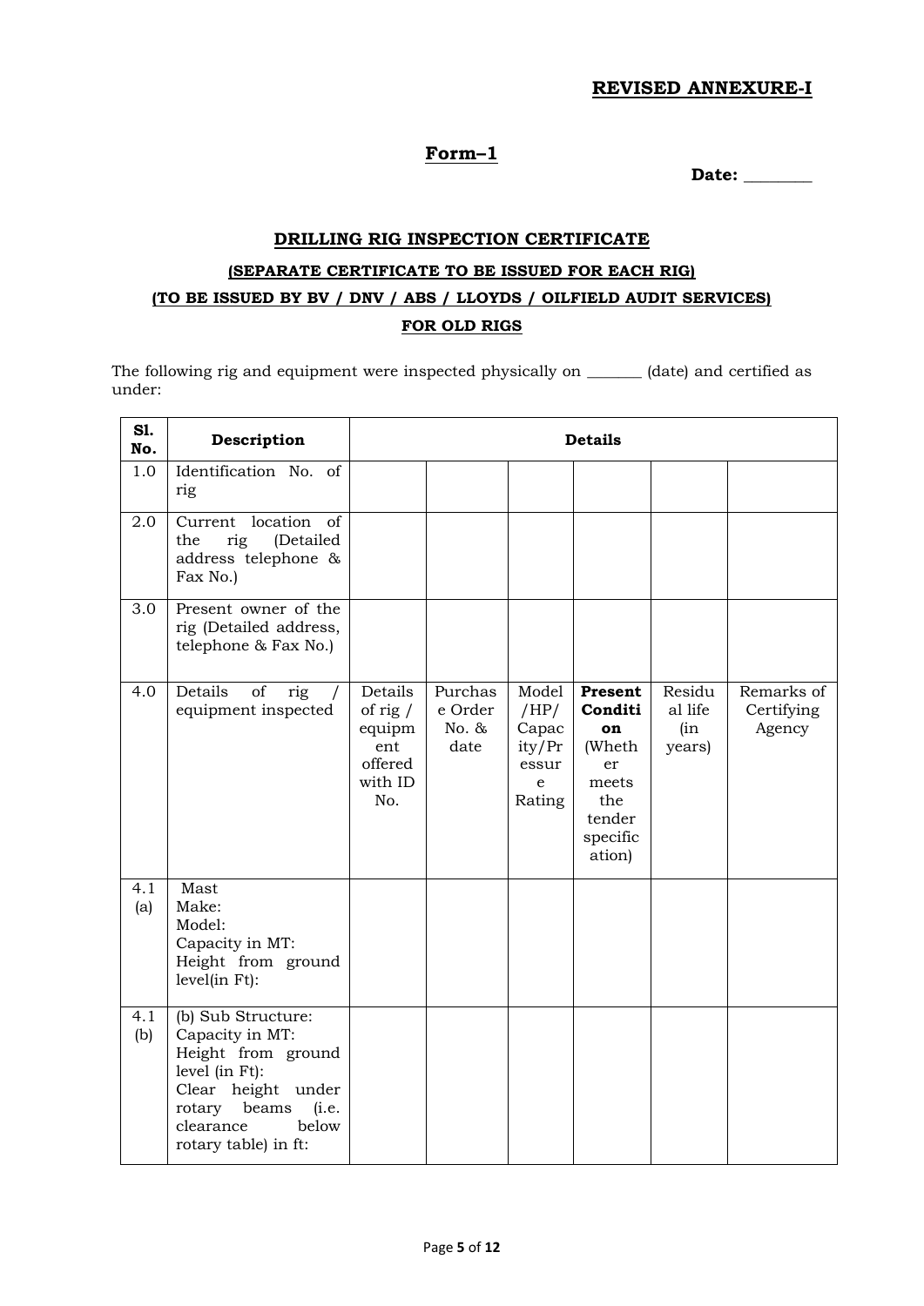**REVISED ANNEXURE-I**

## Form–1

**Date: ________**

### DRILLING RIG INSPECTION CERTIFICATE

**(SEPARATE CERTIFICATE TO BE ISSUED FOR EACH RIG)**

**(TO BE ISSUED BY BV / DNV / ABS / LLOYDS / OILFIELD AUDIT SERVICES)**

**FOR OLD RIGS**

The following rig and equipment were inspected physically on _______ (date) and certified as under:

| Sl. No. | Description | Details | | | | | |
|---|---|---|---|---|---|---|---|
| 1.0 | Identification No. of rig | | | | | | |
| 2.0 | Current location of the rig (Detailed address telephone & Fax No.) | | | | | | |
| 3.0 | Present owner of the rig (Detailed address, telephone & Fax No.) | | | | | | |
| 4.0 | Details of rig / equipment inspected | Details of rig / equipment offered with ID No. | Purchase Order No. & date | Model /HP/ Capacity/Pressure Rating | **Present Condition** (Whether meets the tender specification) | Residual life (in years) | Remarks of Certifying Agency |
| 4.1 (a) | Mast<br>Make:<br>Model:<br>Capacity in MT:<br>Height from ground level(in Ft): | | | | | | |
| 4.1 (b) | (b) Sub Structure:<br>Capacity in MT:<br>Height from ground level (in Ft):<br>Clear height under rotary beams (i.e. clearance below rotary table) in ft: | | | | | | |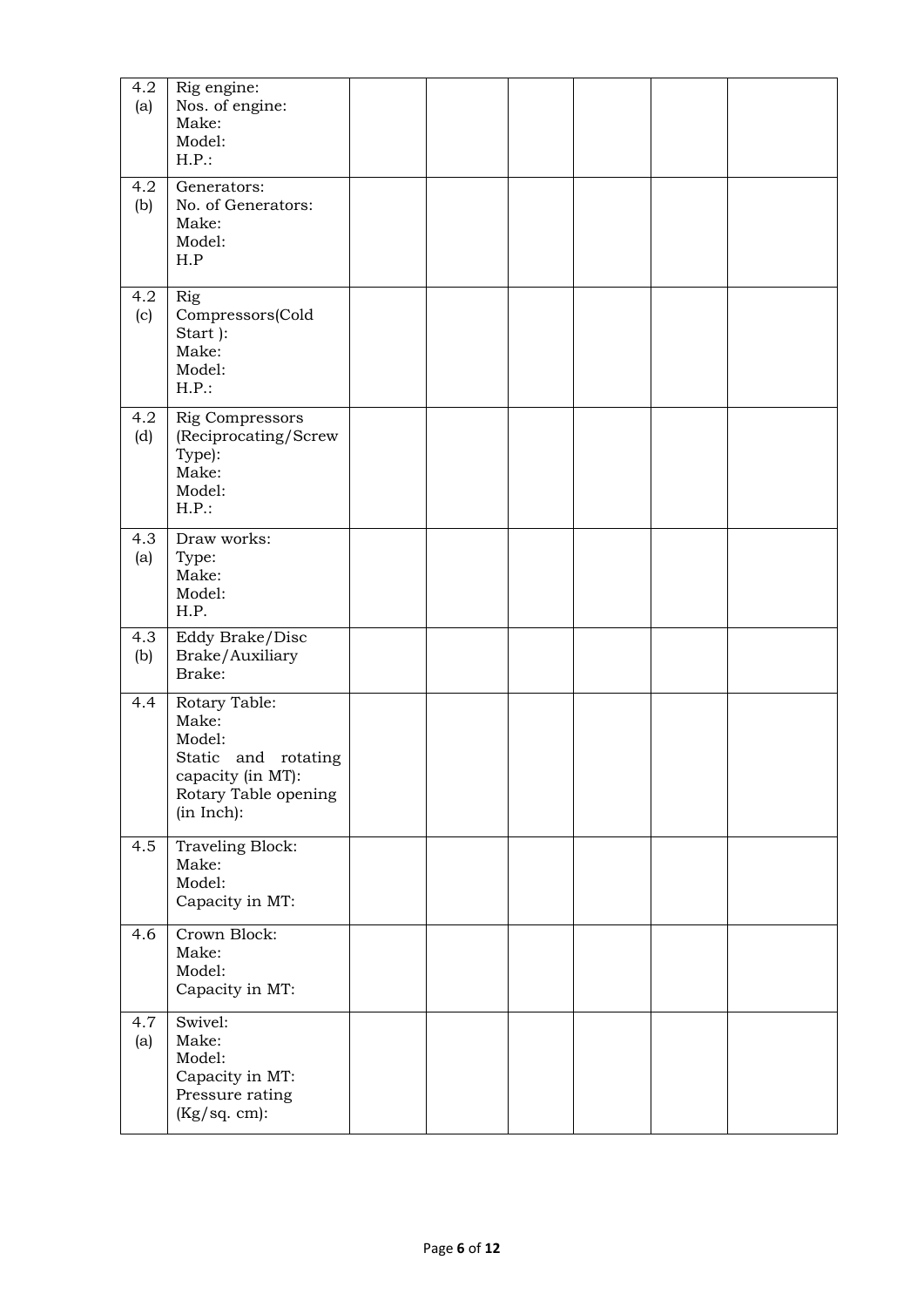| | | | | | | | |
|---|---|---|---|---|---|---|---|
| 4.2 (a) | Rig engine:<br>Nos. of engine:<br>Make:<br>Model:<br>H.P.: | | | | | | |
| 4.2 (b) | Generators:<br>No. of Generators:<br>Make:<br>Model:<br>H.P | | | | | | |
| 4.2 (c) | Rig Compressors(Cold Start ):<br>Make:<br>Model:<br>H.P.: | | | | | | |
| 4.2 (d) | Rig Compressors (Reciprocating/Screw Type):<br>Make:<br>Model:<br>H.P.: | | | | | | |
| 4.3 (a) | Draw works:<br>Type:<br>Make:<br>Model:<br>H.P. | | | | | | |
| 4.3 (b) | Eddy Brake/Disc Brake/Auxiliary Brake: | | | | | | |
| 4.4 | Rotary Table:<br>Make:<br>Model:<br>Static and rotating capacity (in MT):<br>Rotary Table opening (in Inch): | | | | | | |
| 4.5 | Traveling Block:<br>Make:<br>Model:<br>Capacity in MT: | | | | | | |
| 4.6 | Crown Block:<br>Make:<br>Model:<br>Capacity in MT: | | | | | | |
| 4.7 (a) | Swivel:<br>Make:<br>Model:<br>Capacity in MT:<br>Pressure rating (Kg/sq. cm): | | | | | | |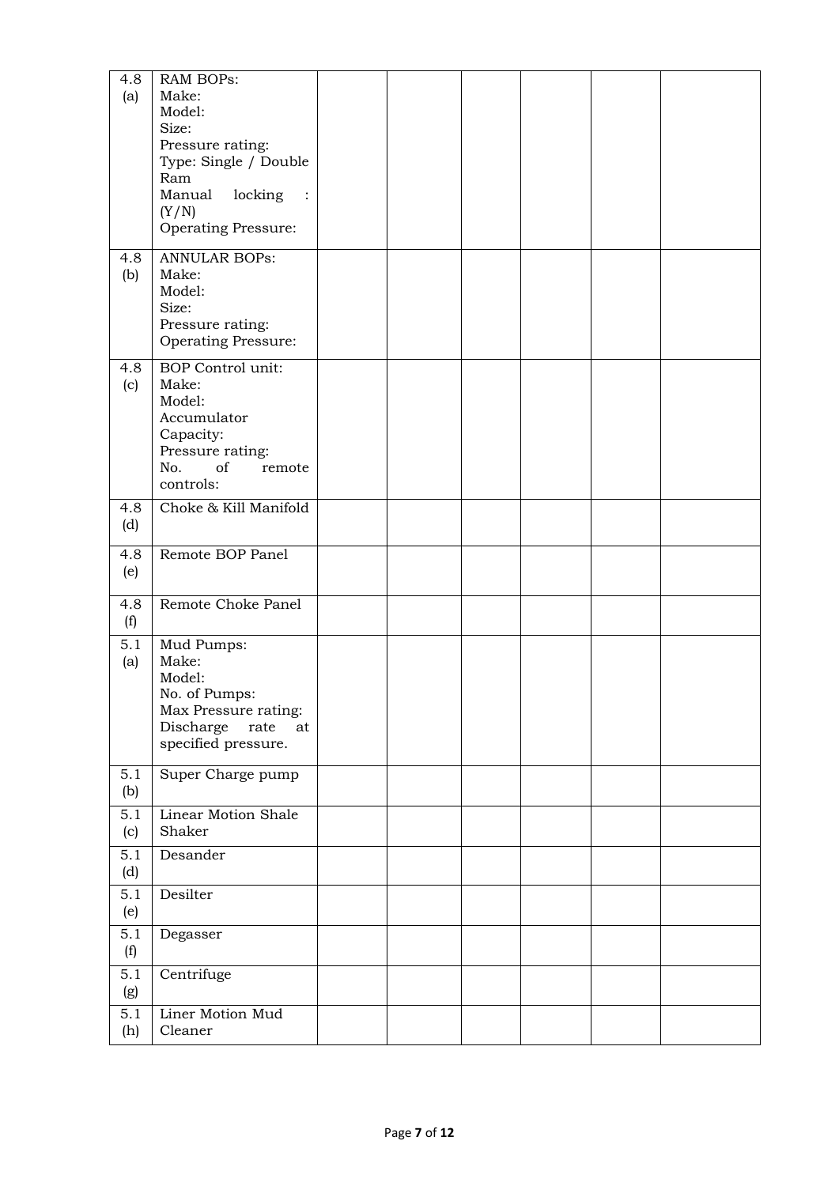| 4.8 (a) | RAM BOPs:<br>Make:<br>Model:<br>Size:<br>Pressure rating:<br>Type: Single / Double Ram<br>Manual locking : (Y/N)<br>Operating Pressure: | | | | | | |
|---|---|---|---|---|---|---|---|
| 4.8 (b) | ANNULAR BOPs:<br>Make:<br>Model:<br>Size:<br>Pressure rating:<br>Operating Pressure: | | | | | | |
| 4.8 (c) | BOP Control unit:<br>Make:<br>Model:<br>Accumulator Capacity:<br>Pressure rating:<br>No. of remote controls: | | | | | | |
| 4.8 (d) | Choke & Kill Manifold | | | | | | |
| 4.8 (e) | Remote BOP Panel | | | | | | |
| 4.8 (f) | Remote Choke Panel | | | | | | |
| 5.1 (a) | Mud Pumps:<br>Make:<br>Model:<br>No. of Pumps:<br>Max Pressure rating:<br>Discharge rate at specified pressure. | | | | | | |
| 5.1 (b) | Super Charge pump | | | | | | |
| 5.1 (c) | Linear Motion Shale Shaker | | | | | | |
| 5.1 (d) | Desander | | | | | | |
| 5.1 (e) | Desilter | | | | | | |
| 5.1 (f) | Degasser | | | | | | |
| 5.1 (g) | Centrifuge | | | | | | |
| 5.1 (h) | Liner Motion Mud Cleaner | | | | | | |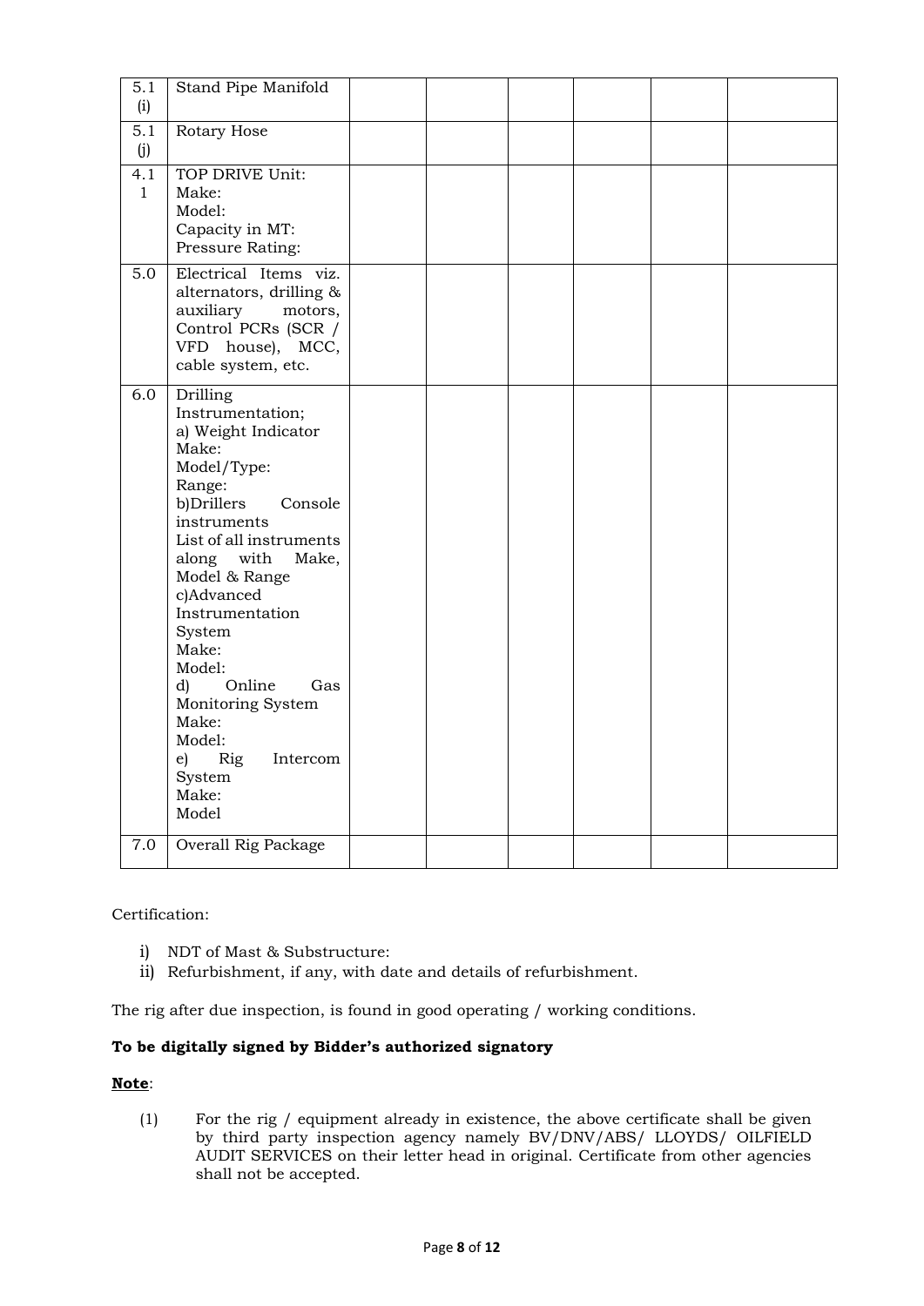| 5.1 (i) | Stand Pipe Manifold | | | | | | |
|---|---|---|---|---|---|---|---|
| 5.1 (j) | Rotary Hose | | | | | | |
| 4.1 1 | TOP DRIVE Unit:<br>Make:<br>Model:<br>Capacity in MT:<br>Pressure Rating: | | | | | | |
| 5.0 | Electrical Items viz. alternators, drilling & auxiliary motors, Control PCRs (SCR / VFD house), MCC, cable system, etc. | | | | | | |
| 6.0 | Drilling Instrumentation;<br>a) Weight Indicator<br>Make:<br>Model/Type:<br>Range:<br>b)Drillers Console instruments<br>List of all instruments along with Make, Model & Range<br>c)Advanced Instrumentation System<br>Make:<br>Model:<br>d) Online Gas Monitoring System<br>Make:<br>Model:<br>e) Rig Intercom System<br>Make:<br>Model | | | | | | |
| 7.0 | Overall Rig Package | | | | | | |

Certification:

i) NDT of Mast & Substructure:
ii) Refurbishment, if any, with date and details of refurbishment.

The rig after due inspection, is found in good operating / working conditions.

**To be digitally signed by Bidder's authorized signatory**

**<u>Note</u>**:

(1) For the rig / equipment already in existence, the above certificate shall be given by third party inspection agency namely BV/DNV/ABS/ LLOYDS/ OILFIELD AUDIT SERVICES on their letter head in original. Certificate from other agencies shall not be accepted.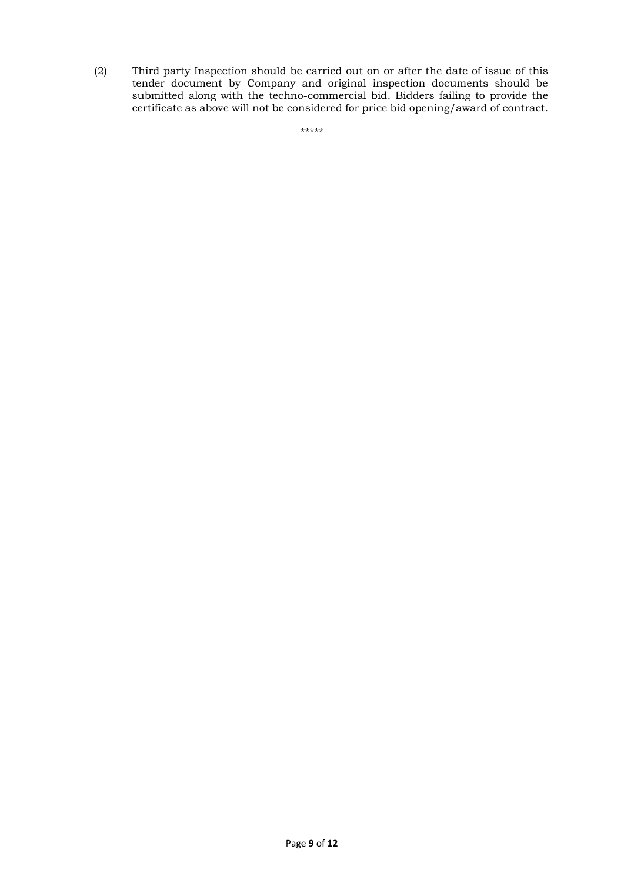(2) Third party Inspection should be carried out on or after the date of issue of this tender document by Company and original inspection documents should be submitted along with the techno-commercial bid. Bidders failing to provide the certificate as above will not be considered for price bid opening/award of contract.

*****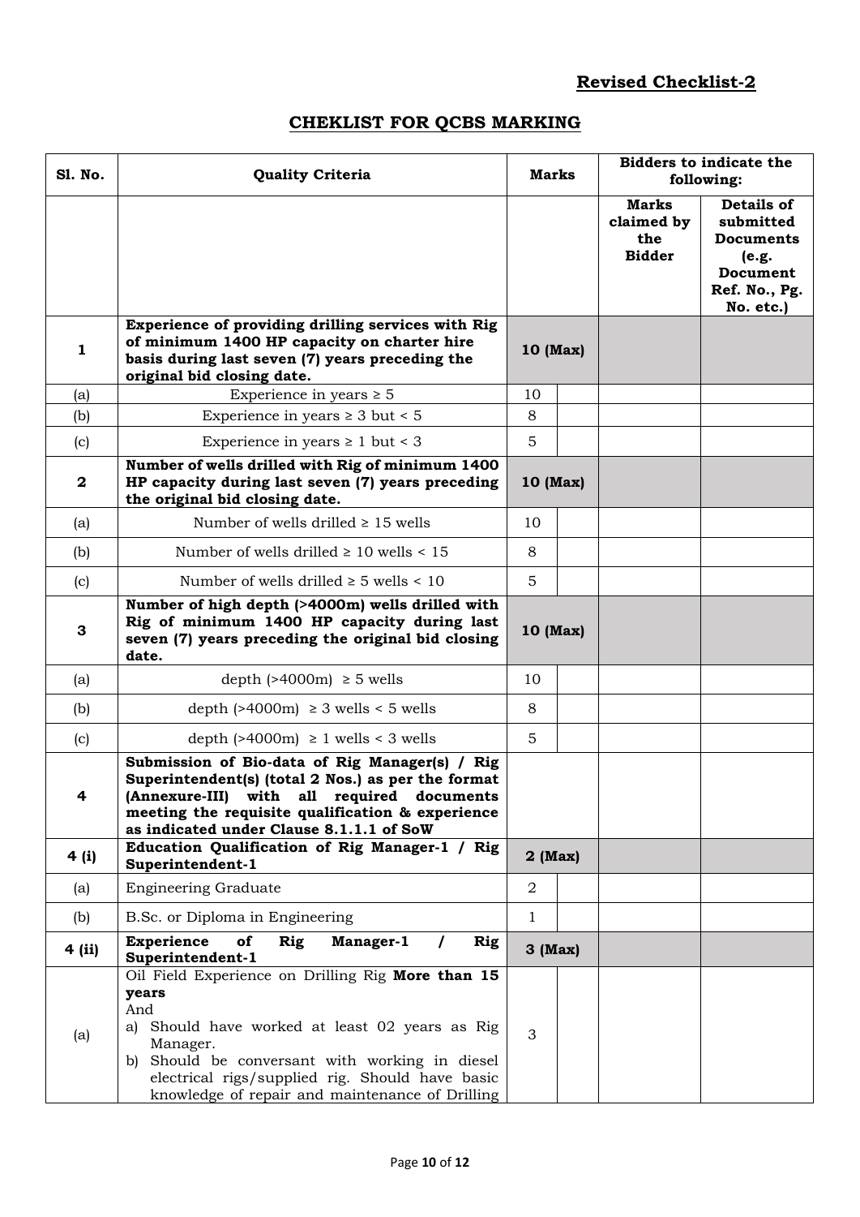**Revised Checklist-2**

## CHEKLIST FOR QCBS MARKING

| Sl. No. | Quality Criteria | Marks | | Bidders to indicate the following: | |
|---|---|---|---|---|---|
| | | | | **Marks claimed by the Bidder** | **Details of submitted Documents (e.g. Document Ref. No., Pg. No. etc.)** |
| **1** | **Experience of providing drilling services with Rig of minimum 1400 HP capacity on charter hire basis during last seven (7) years preceding the original bid closing date.** | **10 (Max)** | | | |
| (a) | Experience in years ≥ 5 | 10 | | | |
| (b) | Experience in years ≥ 3 but < 5 | 8 | | | |
| (c) | Experience in years ≥ 1 but < 3 | 5 | | | |
| **2** | **Number of wells drilled with Rig of minimum 1400 HP capacity during last seven (7) years preceding the original bid closing date.** | **10 (Max)** | | | |
| (a) | Number of wells drilled ≥ 15 wells | 10 | | | |
| (b) | Number of wells drilled ≥ 10 wells < 15 | 8 | | | |
| (c) | Number of wells drilled ≥ 5 wells < 10 | 5 | | | |
| **3** | **Number of high depth (>4000m) wells drilled with Rig of minimum 1400 HP capacity during last seven (7) years preceding the original bid closing date.** | **10 (Max)** | | | |
| (a) | depth (>4000m) ≥ 5 wells | 10 | | | |
| (b) | depth (>4000m) ≥ 3 wells < 5 wells | 8 | | | |
| (c) | depth (>4000m) ≥ 1 wells < 3 wells | 5 | | | |
| **4** | **Submission of Bio-data of Rig Manager(s) / Rig Superintendent(s) (total 2 Nos.) as per the format (Annexure-III) with all required documents meeting the requisite qualification & experience as indicated under Clause 8.1.1.1 of SoW** | | | | |
| **4 (i)** | **Education Qualification of Rig Manager-1 / Rig Superintendent-1** | **2 (Max)** | | | |
| (a) | Engineering Graduate | 2 | | | |
| (b) | B.Sc. or Diploma in Engineering | 1 | | | |
| **4 (ii)** | **Experience of Rig Manager-1 / Rig Superintendent-1** | **3 (Max)** | | | |
| (a) | Oil Field Experience on Drilling Rig **More than 15 years**<br>And<br>a) Should have worked at least 02 years as Rig Manager.<br>b) Should be conversant with working in diesel electrical rigs/supplied rig. Should have basic knowledge of repair and maintenance of Drilling | 3 | | | |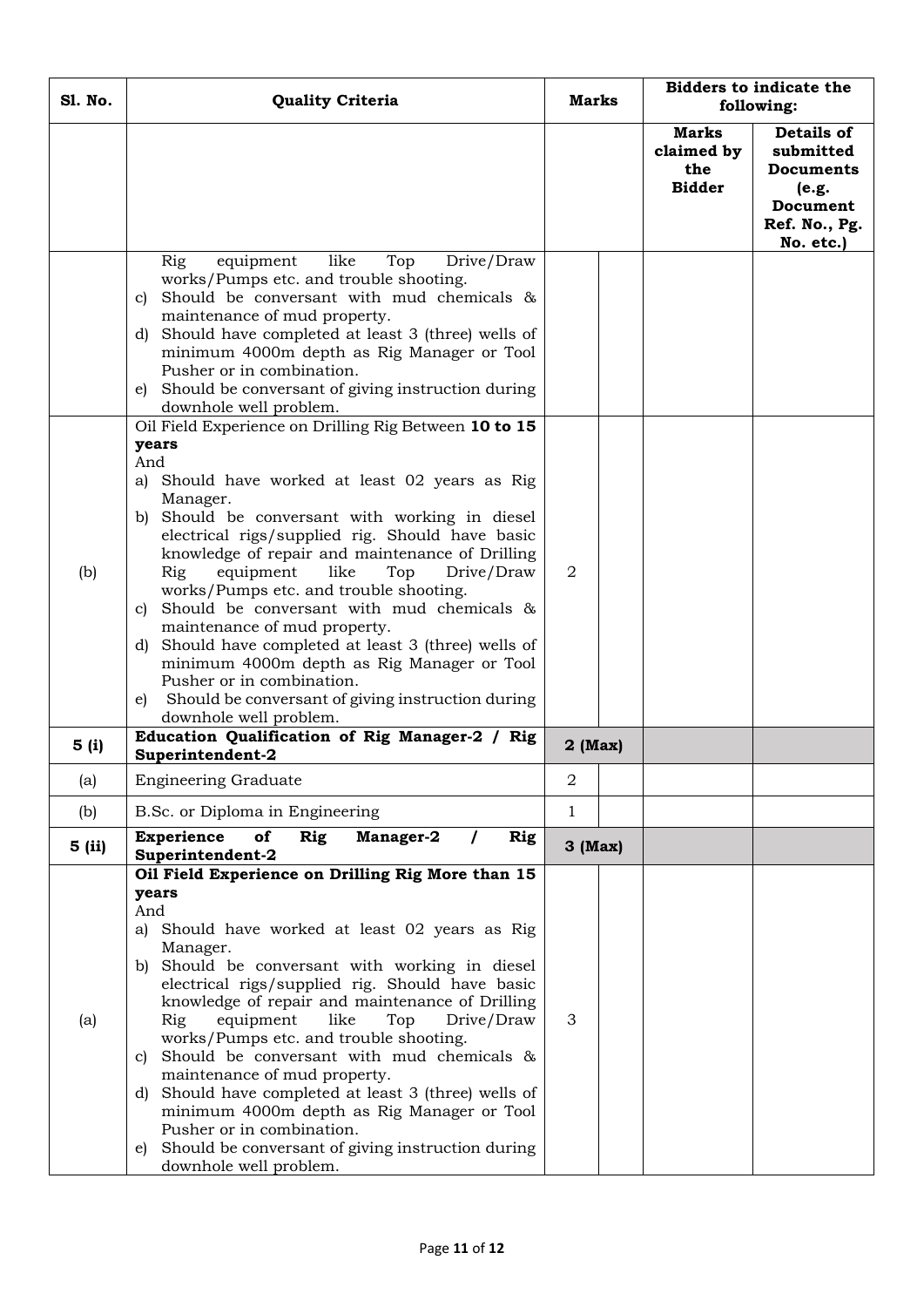| Sl. No. | Quality Criteria | Marks | | Bidders to indicate the following: | |
|---|---|---|---|---|---|
| | | | | Marks claimed by the Bidder | Details of submitted Documents (e.g. Document Ref. No., Pg. No. etc.) |
| | Rig equipment like Top Drive/Draw works/Pumps etc. and trouble shooting.<br>c) Should be conversant with mud chemicals & maintenance of mud property.<br>d) Should have completed at least 3 (three) wells of minimum 4000m depth as Rig Manager or Tool Pusher or in combination.<br>e) Should be conversant of giving instruction during downhole well problem. | | | | |
| (b) | Oil Field Experience on Drilling Rig Between **10 to 15 years**<br>And<br>a) Should have worked at least 02 years as Rig Manager.<br>b) Should be conversant with working in diesel electrical rigs/supplied rig. Should have basic knowledge of repair and maintenance of Drilling Rig equipment like Top Drive/Draw works/Pumps etc. and trouble shooting.<br>c) Should be conversant with mud chemicals & maintenance of mud property.<br>d) Should have completed at least 3 (three) wells of minimum 4000m depth as Rig Manager or Tool Pusher or in combination.<br>e) Should be conversant of giving instruction during downhole well problem. | 2 | | | |
| **5 (i)** | **Education Qualification of Rig Manager-2 / Rig Superintendent-2** | **2 (Max)** | | | |
| (a) | Engineering Graduate | 2 | | | |
| (b) | B.Sc. or Diploma in Engineering | 1 | | | |
| **5 (ii)** | **Experience of Rig Manager-2 / Rig Superintendent-2** | **3 (Max)** | | | |
| (a) | **Oil Field Experience on Drilling Rig More than 15 years**<br>And<br>a) Should have worked at least 02 years as Rig Manager.<br>b) Should be conversant with working in diesel electrical rigs/supplied rig. Should have basic knowledge of repair and maintenance of Drilling Rig equipment like Top Drive/Draw works/Pumps etc. and trouble shooting.<br>c) Should be conversant with mud chemicals & maintenance of mud property.<br>d) Should have completed at least 3 (three) wells of minimum 4000m depth as Rig Manager or Tool Pusher or in combination.<br>e) Should be conversant of giving instruction during downhole well problem. | 3 | | | |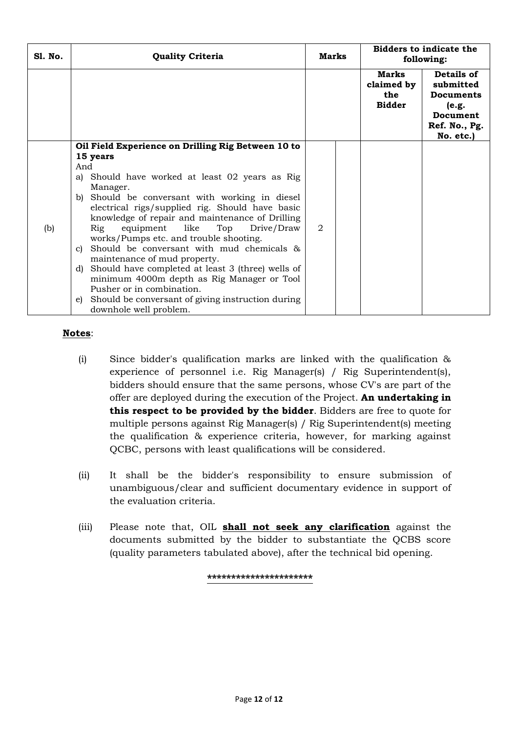| Sl. No. | Quality Criteria | Marks | | Bidders to indicate the following: | |
|---|---|---|---|---|---|
| | | | | **Marks claimed by the Bidder** | **Details of submitted Documents (e.g. Document Ref. No., Pg. No. etc.)** |
| (b) | **Oil Field Experience on Drilling Rig Between 10 to 15 years**<br>And<br>a) Should have worked at least 02 years as Rig Manager.<br>b) Should be conversant with working in diesel electrical rigs/supplied rig. Should have basic knowledge of repair and maintenance of Drilling Rig equipment like Top Drive/Draw works/Pumps etc. and trouble shooting.<br>c) Should be conversant with mud chemicals & maintenance of mud property.<br>d) Should have completed at least 3 (three) wells of minimum 4000m depth as Rig Manager or Tool Pusher or in combination.<br>e) Should be conversant of giving instruction during downhole well problem. | 2 | | | |

**Notes**:

(i) Since bidder's qualification marks are linked with the qualification & experience of personnel i.e. Rig Manager(s) / Rig Superintendent(s), bidders should ensure that the same persons, whose CV's are part of the offer are deployed during the execution of the Project. **An undertaking in this respect to be provided by the bidder**. Bidders are free to quote for multiple persons against Rig Manager(s) / Rig Superintendent(s) meeting the qualification & experience criteria, however, for marking against QCBC, persons with least qualifications will be considered.

(ii) It shall be the bidder's responsibility to ensure submission of unambiguous/clear and sufficient documentary evidence in support of the evaluation criteria.

(iii) Please note that, OIL **shall not seek any clarification** against the documents submitted by the bidder to substantiate the QCBS score (quality parameters tabulated above), after the technical bid opening.

*********************